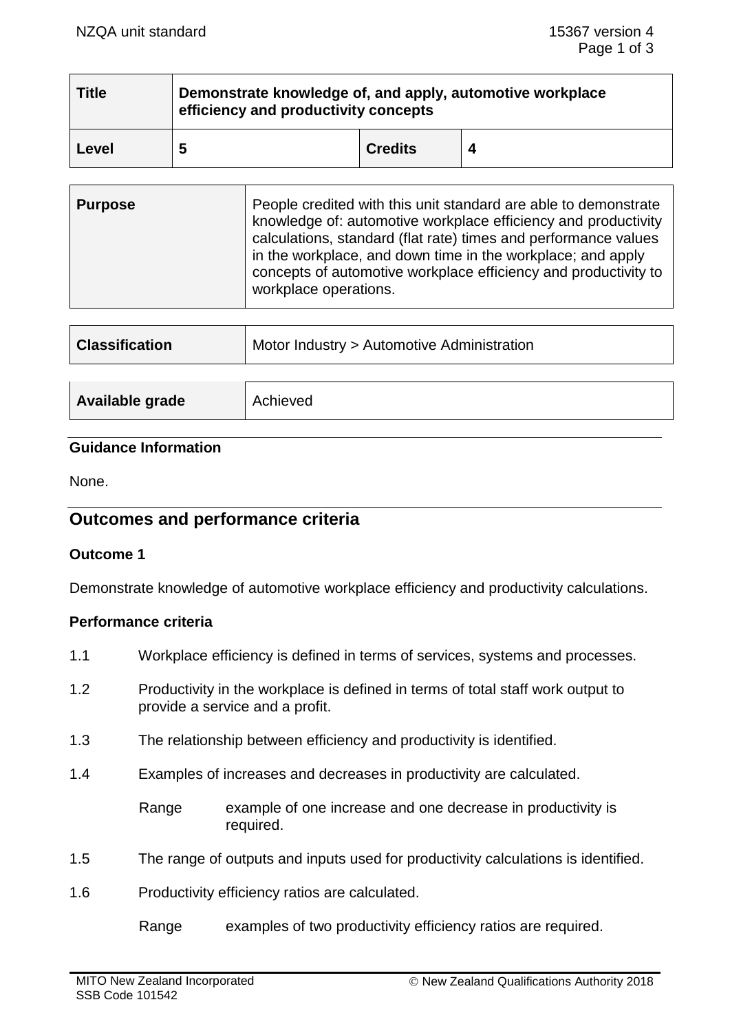| Title | Demonstrate knowledge of, and apply, automotive workplace efficiency and productivity concepts | | |
|---|---|---|---|
| Level | 5 | Credits | 4 |

| Purpose | People credited with this unit standard are able to demonstrate knowledge of: automotive workplace efficiency and productivity calculations, standard (flat rate) times and performance values in the workplace, and down time in the workplace; and apply concepts of automotive workplace efficiency and productivity to workplace operations. |
|---|---|

| Classification | Motor Industry > Automotive Administration |
|---|---|

| Available grade | Achieved |
|---|---|

### Guidance Information

None.

## Outcomes and performance criteria

### Outcome 1

Demonstrate knowledge of automotive workplace efficiency and productivity calculations.

#### Performance criteria

1.1 Workplace efficiency is defined in terms of services, systems and processes.

1.2 Productivity in the workplace is defined in terms of total staff work output to provide a service and a profit.

1.3 The relationship between efficiency and productivity is identified.

1.4 Examples of increases and decreases in productivity are calculated.

Range example of one increase and one decrease in productivity is required.

1.5 The range of outputs and inputs used for productivity calculations is identified.

1.6 Productivity efficiency ratios are calculated.

Range examples of two productivity efficiency ratios are required.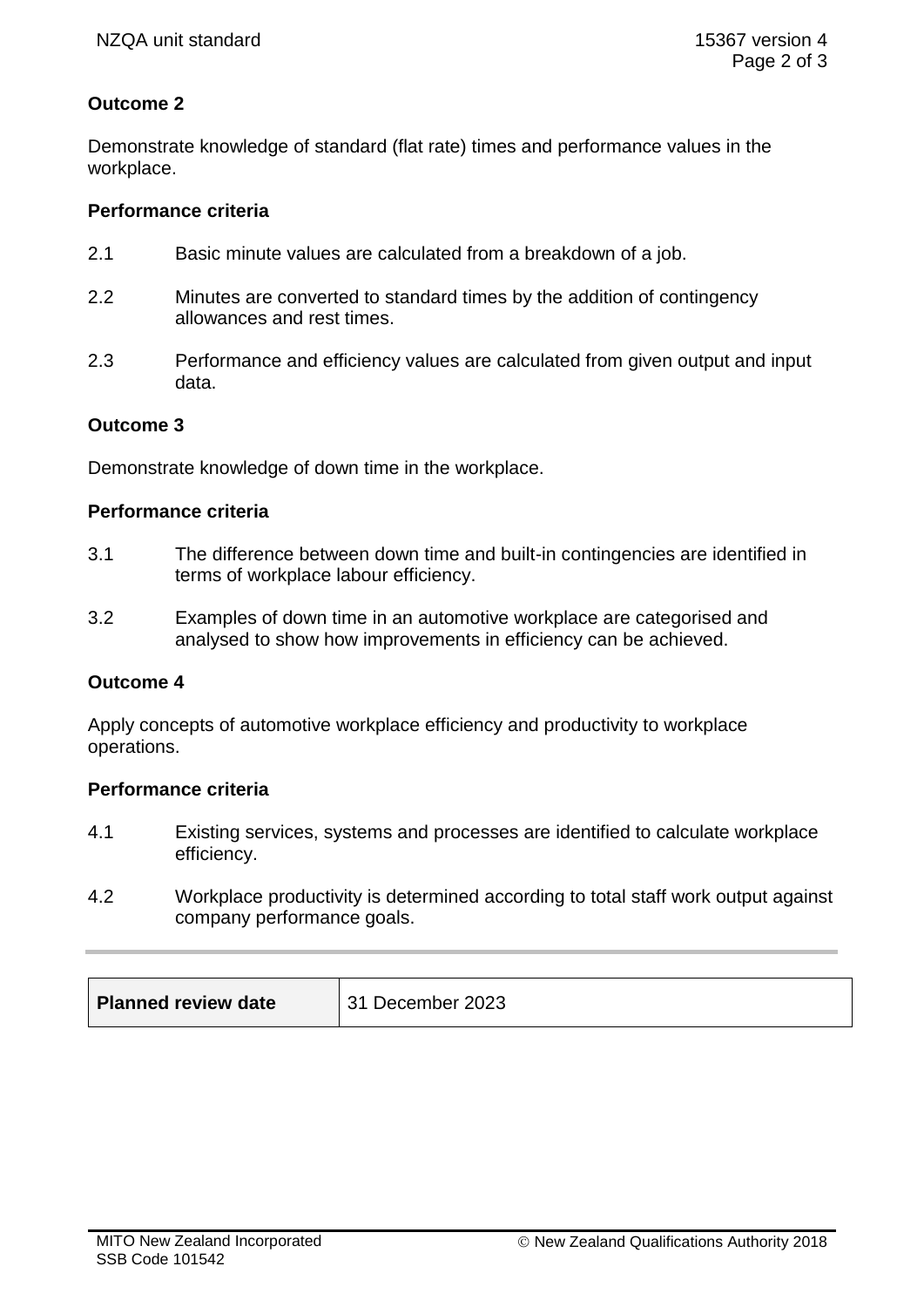**Outcome 2**

Demonstrate knowledge of standard (flat rate) times and performance values in the workplace.

**Performance criteria**

2.1 Basic minute values are calculated from a breakdown of a job.

2.2 Minutes are converted to standard times by the addition of contingency allowances and rest times.

2.3 Performance and efficiency values are calculated from given output and input data.

**Outcome 3**

Demonstrate knowledge of down time in the workplace.

**Performance criteria**

3.1 The difference between down time and built-in contingencies are identified in terms of workplace labour efficiency.

3.2 Examples of down time in an automotive workplace are categorised and analysed to show how improvements in efficiency can be achieved.

**Outcome 4**

Apply concepts of automotive workplace efficiency and productivity to workplace operations.

**Performance criteria**

4.1 Existing services, systems and processes are identified to calculate workplace efficiency.

4.2 Workplace productivity is determined according to total staff work output against company performance goals.

| **Planned review date** | 31 December 2023 |
| --- | --- |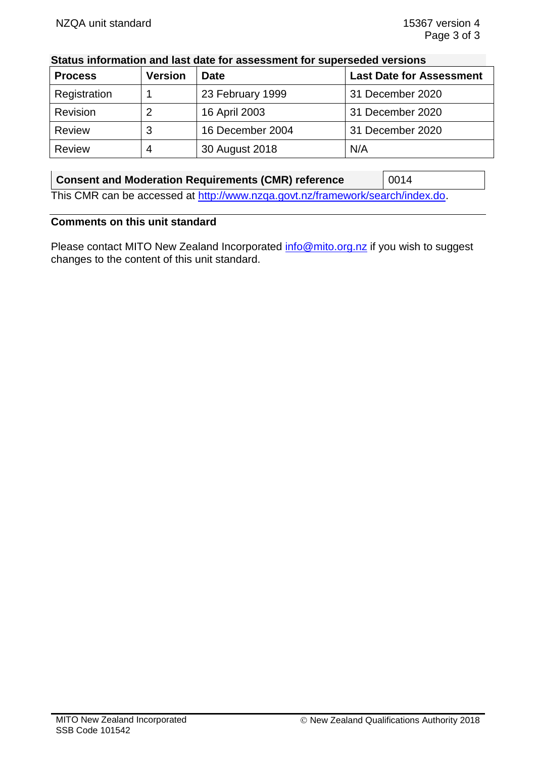**Status information and last date for assessment for superseded versions**

| Process | Version | Date | Last Date for Assessment |
|---|---|---|---|
| Registration | 1 | 23 February 1999 | 31 December 2020 |
| Revision | 2 | 16 April 2003 | 31 December 2020 |
| Review | 3 | 16 December 2004 | 31 December 2020 |
| Review | 4 | 30 August 2018 | N/A |

| | |
|---|---|
| **Consent and Moderation Requirements (CMR) reference** | 0014 |

This CMR can be accessed at http://www.nzqa.govt.nz/framework/search/index.do.

**Comments on this unit standard**

Please contact MITO New Zealand Incorporated info@mito.org.nz if you wish to suggest changes to the content of this unit standard.